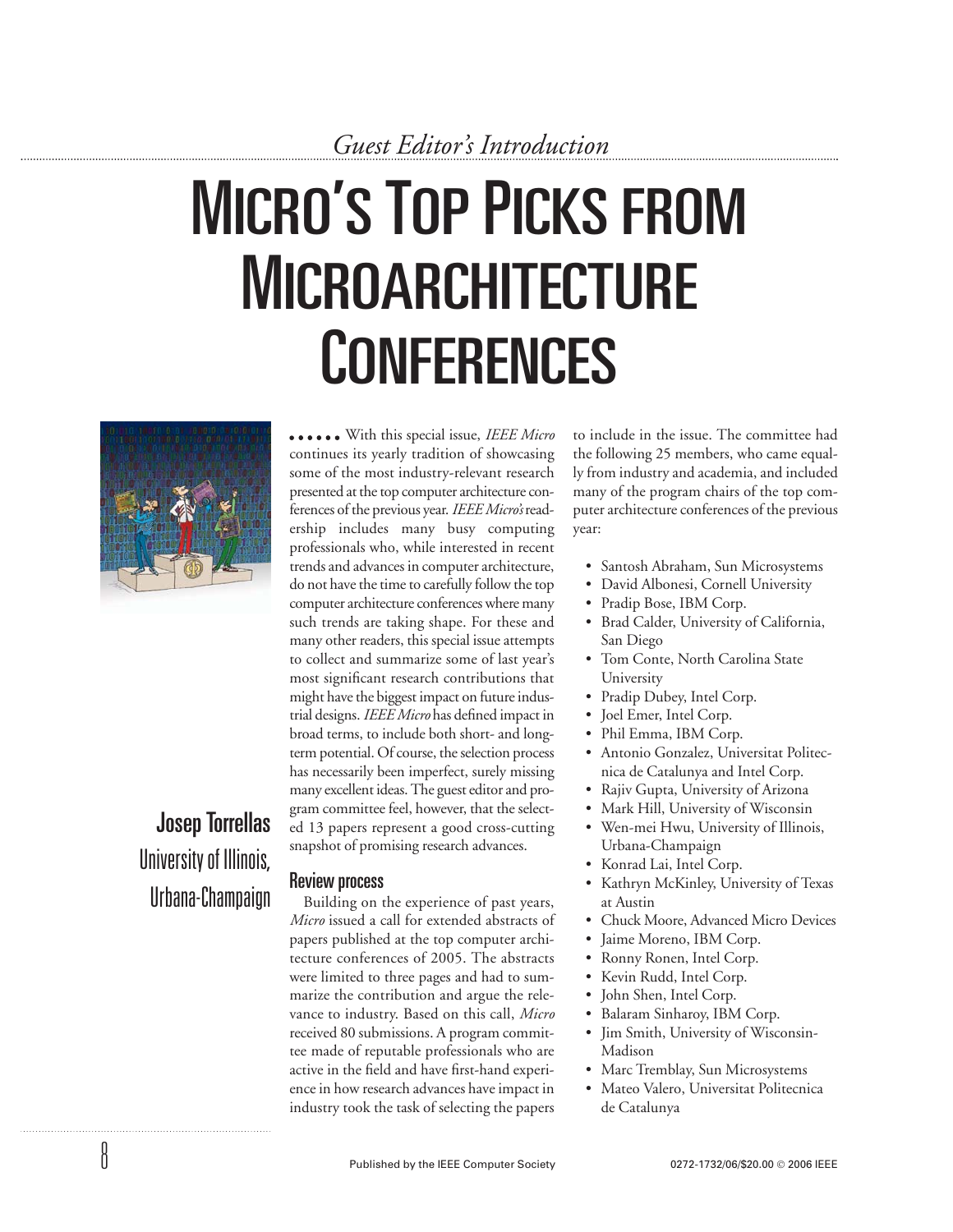*Guest Editor's Introduction*

# MICRO'S TOP PICKS FROM MICROARCHITECTURE CONFERENCES

**Josep Torrellas**
University of Illinois, Urbana-Champaign

With this special issue, *IEEE Micro* continues its yearly tradition of showcasing some of the most industry-relevant research presented at the top computer architecture conferences of the previous year. *IEEE Micro's* readership includes many busy computing professionals who, while interested in recent trends and advances in computer architecture, do not have the time to carefully follow the top computer architecture conferences where many such trends are taking shape. For these and many other readers, this special issue attempts to collect and summarize some of last year's most significant research contributions that might have the biggest impact on future industrial designs. *IEEE Micro* has defined impact in broad terms, to include both short- and long-term potential. Of course, the selection process has necessarily been imperfect, surely missing many excellent ideas. The guest editor and program committee feel, however, that the selected 13 papers represent a good cross-cutting snapshot of promising research advances.

## Review process

Building on the experience of past years, *Micro* issued a call for extended abstracts of papers published at the top computer architecture conferences of 2005. The abstracts were limited to three pages and had to summarize the contribution and argue the relevance to industry. Based on this call, *Micro* received 80 submissions. A program committee made of reputable professionals who are active in the field and have first-hand experience in how research advances have impact in industry took the task of selecting the papers to include in the issue. The committee had the following 25 members, who came equally from industry and academia, and included many of the program chairs of the top computer architecture conferences of the previous year:

- Santosh Abraham, Sun Microsystems
- David Albonesi, Cornell University
- Pradip Bose, IBM Corp.
- Brad Calder, University of California, San Diego
- Tom Conte, North Carolina State University
- Pradip Dubey, Intel Corp.
- Joel Emer, Intel Corp.
- Phil Emma, IBM Corp.
- Antonio Gonzalez, Universitat Politecnica de Catalunya and Intel Corp.
- Rajiv Gupta, University of Arizona
- Mark Hill, University of Wisconsin
- Wen-mei Hwu, University of Illinois, Urbana-Champaign
- Konrad Lai, Intel Corp.
- Kathryn McKinley, University of Texas at Austin
- Chuck Moore, Advanced Micro Devices
- Jaime Moreno, IBM Corp.
- Ronny Ronen, Intel Corp.
- Kevin Rudd, Intel Corp.
- John Shen, Intel Corp.
- Balaram Sinharoy, IBM Corp.
- Jim Smith, University of Wisconsin-Madison
- Marc Tremblay, Sun Microsystems
- Mateo Valero, Universitat Politecnica de Catalunya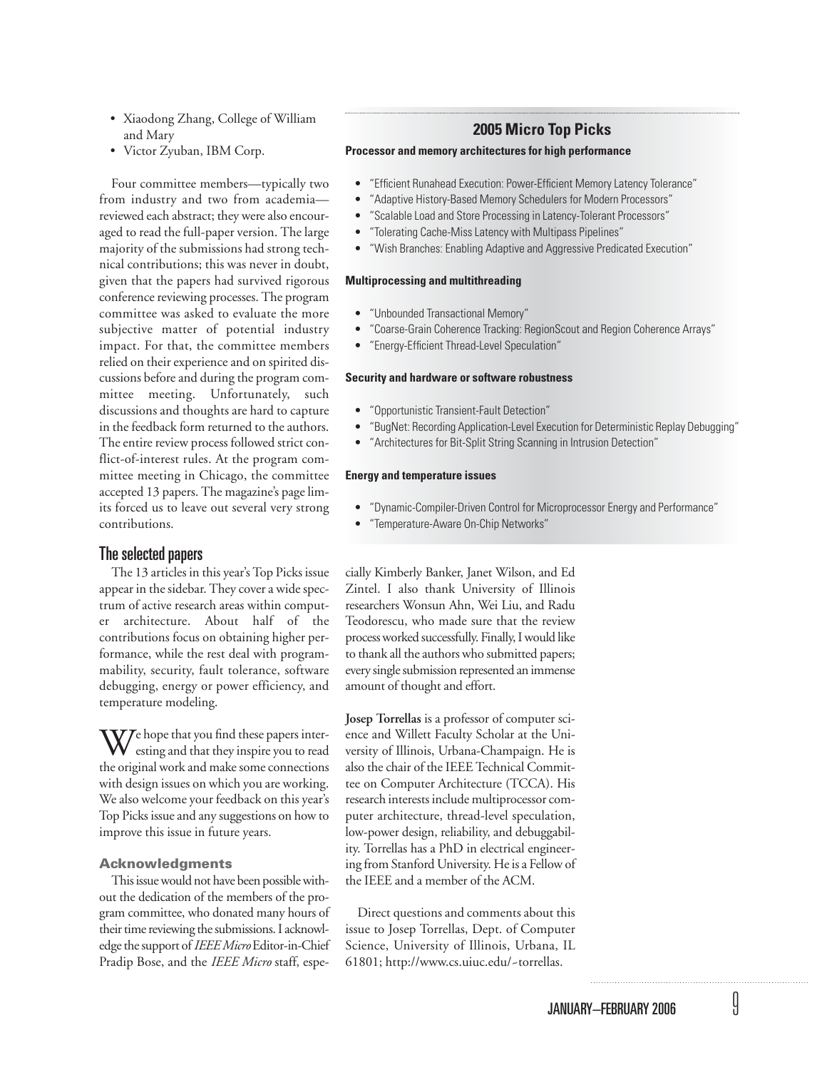- Xiaodong Zhang, College of William and Mary
- Victor Zyuban, IBM Corp.

Four committee members—typically two from industry and two from academia—reviewed each abstract; they were also encouraged to read the full-paper version. The large majority of the submissions had strong technical contributions; this was never in doubt, given that the papers had survived rigorous conference reviewing processes. The program committee was asked to evaluate the more subjective matter of potential industry impact. For that, the committee members relied on their experience and on spirited discussions before and during the program committee meeting. Unfortunately, such discussions and thoughts are hard to capture in the feedback form returned to the authors. The entire review process followed strict conflict-of-interest rules. At the program committee meeting in Chicago, the committee accepted 13 papers. The magazine's page limits forced us to leave out several very strong contributions.

## The selected papers

The 13 articles in this year's Top Picks issue appear in the sidebar. They cover a wide spectrum of active research areas within computer architecture. About half of the contributions focus on obtaining higher performance, while the rest deal with programmability, security, fault tolerance, software debugging, energy or power efficiency, and temperature modeling.

We hope that you find these papers interesting and that they inspire you to read the original work and make some connections with design issues on which you are working. We also welcome your feedback on this year's Top Picks issue and any suggestions on how to improve this issue in future years.

### Acknowledgments

This issue would not have been possible without the dedication of the members of the program committee, who donated many hours of their time reviewing the submissions. I acknowledge the support of *IEEE Micro* Editor-in-Chief Pradip Bose, and the *IEEE Micro* staff, especially Kimberly Banker, Janet Wilson, and Ed Zintel. I also thank University of Illinois researchers Wonsun Ahn, Wei Liu, and Radu Teodorescu, who made sure that the review process worked successfully. Finally, I would like to thank all the authors who submitted papers; every single submission represented an immense amount of thought and effort.

**Josep Torrellas** is a professor of computer science and Willett Faculty Scholar at the University of Illinois, Urbana-Champaign. He is also the chair of the IEEE Technical Committee on Computer Architecture (TCCA). His research interests include multiprocessor computer architecture, thread-level speculation, low-power design, reliability, and debuggability. Torrellas has a PhD in electrical engineering from Stanford University. He is a Fellow of the IEEE and a member of the ACM.

Direct questions and comments about this issue to Josep Torrellas, Dept. of Computer Science, University of Illinois, Urbana, IL 61801; http://www.cs.uiuc.edu/~torrellas.

## 2005 Micro Top Picks

**Processor and memory architectures for high performance**

- "Efficient Runahead Execution: Power-Efficient Memory Latency Tolerance"
- "Adaptive History-Based Memory Schedulers for Modern Processors"
- "Scalable Load and Store Processing in Latency-Tolerant Processors"
- "Tolerating Cache-Miss Latency with Multipass Pipelines"
- "Wish Branches: Enabling Adaptive and Aggressive Predicated Execution"

**Multiprocessing and multithreading**

- "Unbounded Transactional Memory"
- "Coarse-Grain Coherence Tracking: RegionScout and Region Coherence Arrays"
- "Energy-Efficient Thread-Level Speculation"

**Security and hardware or software robustness**

- "Opportunistic Transient-Fault Detection"
- "BugNet: Recording Application-Level Execution for Deterministic Replay Debugging"
- "Architectures for Bit-Split String Scanning in Intrusion Detection"

**Energy and temperature issues**

- "Dynamic-Compiler-Driven Control for Microprocessor Energy and Performance"
- "Temperature-Aware On-Chip Networks"